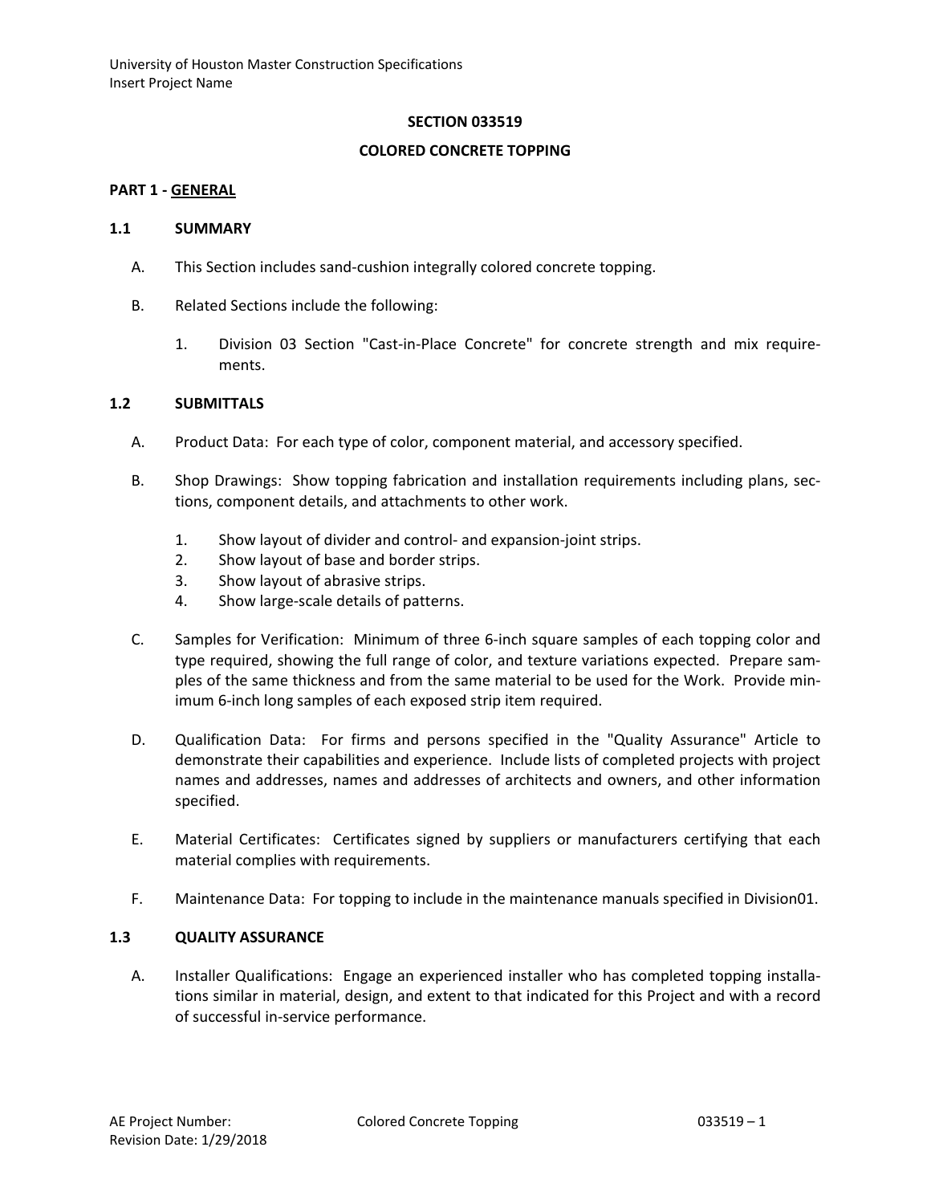## SECTION 033519

## COLORED CONCRETE TOPPING

### PART 1 - GENERAL

### 1.1 SUMMARY

A. This Section includes sand-cushion integrally colored concrete topping.

B. Related Sections include the following:

1. Division 03 Section "Cast-in-Place Concrete" for concrete strength and mix requirements.

### 1.2 SUBMITTALS

A. Product Data: For each type of color, component material, and accessory specified.

B. Shop Drawings: Show topping fabrication and installation requirements including plans, sections, component details, and attachments to other work.

1. Show layout of divider and control- and expansion-joint strips.
2. Show layout of base and border strips.
3. Show layout of abrasive strips.
4. Show large-scale details of patterns.

C. Samples for Verification: Minimum of three 6-inch square samples of each topping color and type required, showing the full range of color, and texture variations expected. Prepare samples of the same thickness and from the same material to be used for the Work. Provide minimum 6-inch long samples of each exposed strip item required.

D. Qualification Data: For firms and persons specified in the "Quality Assurance" Article to demonstrate their capabilities and experience. Include lists of completed projects with project names and addresses, names and addresses of architects and owners, and other information specified.

E. Material Certificates: Certificates signed by suppliers or manufacturers certifying that each material complies with requirements.

F. Maintenance Data: For topping to include in the maintenance manuals specified in Division01.

### 1.3 QUALITY ASSURANCE

A. Installer Qualifications: Engage an experienced installer who has completed topping installations similar in material, design, and extent to that indicated for this Project and with a record of successful in-service performance.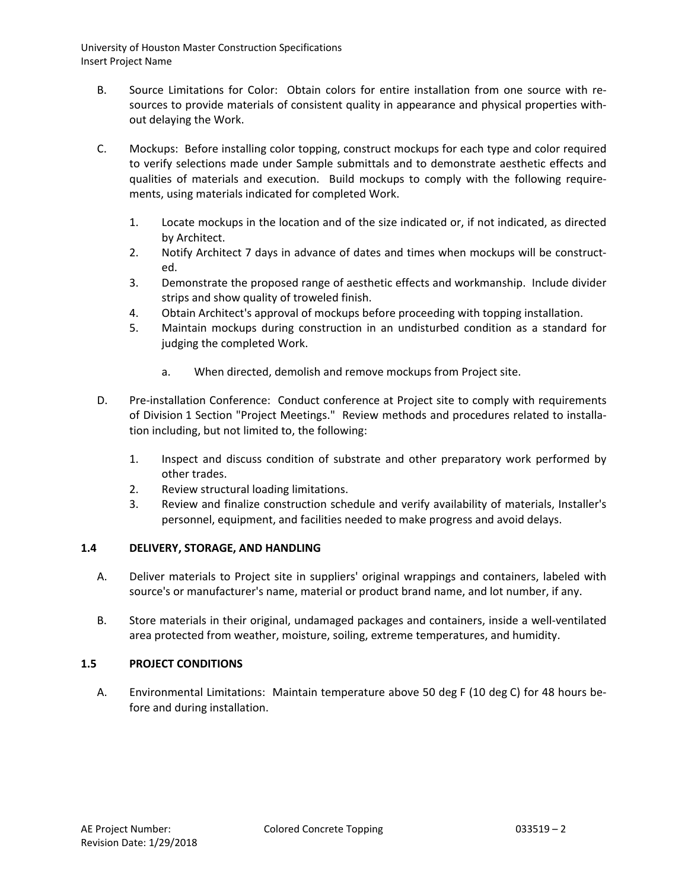B. Source Limitations for Color: Obtain colors for entire installation from one source with resources to provide materials of consistent quality in appearance and physical properties without delaying the Work.

C. Mockups: Before installing color topping, construct mockups for each type and color required to verify selections made under Sample submittals and to demonstrate aesthetic effects and qualities of materials and execution. Build mockups to comply with the following requirements, using materials indicated for completed Work.

1. Locate mockups in the location and of the size indicated or, if not indicated, as directed by Architect.
2. Notify Architect 7 days in advance of dates and times when mockups will be constructed.
3. Demonstrate the proposed range of aesthetic effects and workmanship. Include divider strips and show quality of troweled finish.
4. Obtain Architect's approval of mockups before proceeding with topping installation.
5. Maintain mockups during construction in an undisturbed condition as a standard for judging the completed Work.

    a. When directed, demolish and remove mockups from Project site.

D. Pre-installation Conference: Conduct conference at Project site to comply with requirements of Division 1 Section "Project Meetings." Review methods and procedures related to installation including, but not limited to, the following:

1. Inspect and discuss condition of substrate and other preparatory work performed by other trades.
2. Review structural loading limitations.
3. Review and finalize construction schedule and verify availability of materials, Installer's personnel, equipment, and facilities needed to make progress and avoid delays.

## 1.4 DELIVERY, STORAGE, AND HANDLING

A. Deliver materials to Project site in suppliers' original wrappings and containers, labeled with source's or manufacturer's name, material or product brand name, and lot number, if any.

B. Store materials in their original, undamaged packages and containers, inside a well-ventilated area protected from weather, moisture, soiling, extreme temperatures, and humidity.

## 1.5 PROJECT CONDITIONS

A. Environmental Limitations: Maintain temperature above 50 deg F (10 deg C) for 48 hours before and during installation.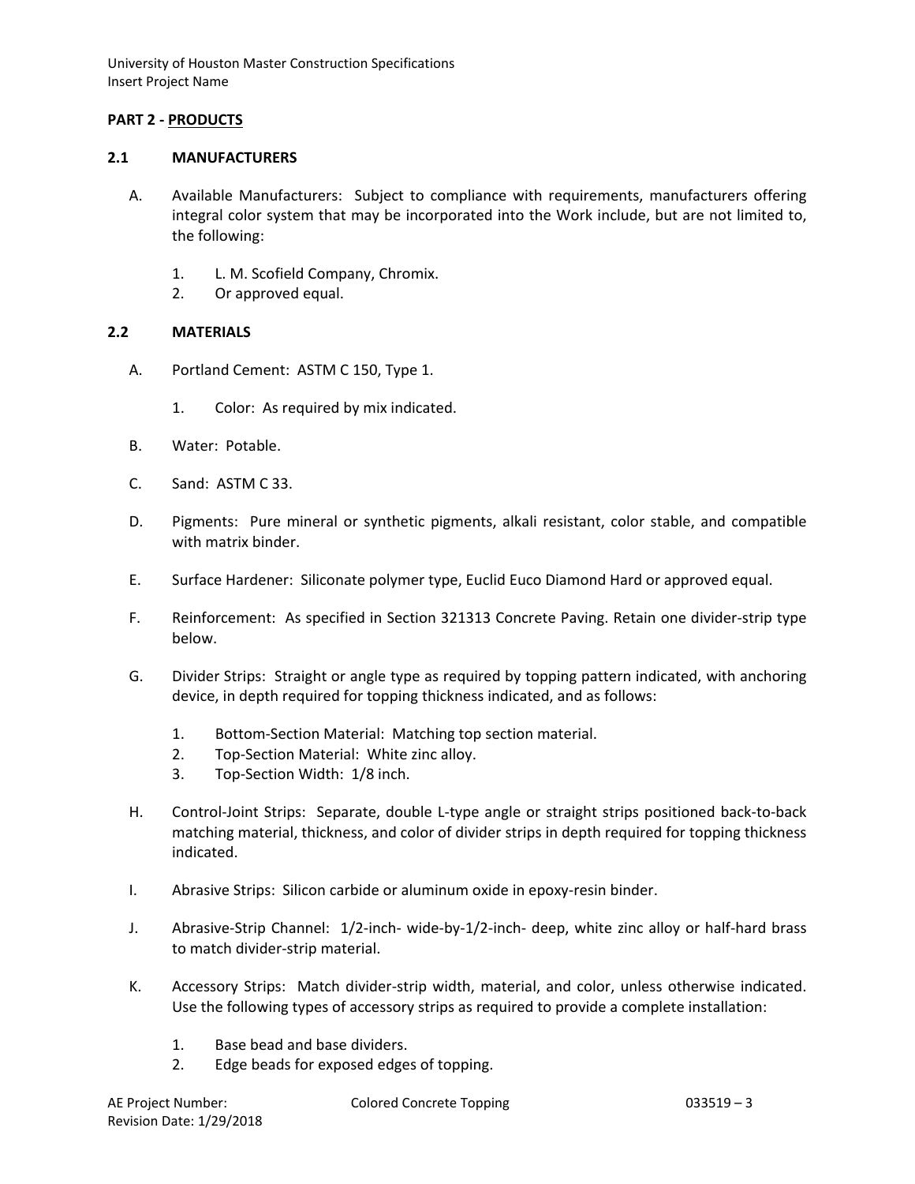## PART 2 - PRODUCTS

### 2.1 MANUFACTURERS

A. Available Manufacturers: Subject to compliance with requirements, manufacturers offering integral color system that may be incorporated into the Work include, but are not limited to, the following:

1. L. M. Scofield Company, Chromix.
2. Or approved equal.

### 2.2 MATERIALS

A. Portland Cement: ASTM C 150, Type 1.

1. Color: As required by mix indicated.

B. Water: Potable.

C. Sand: ASTM C 33.

D. Pigments: Pure mineral or synthetic pigments, alkali resistant, color stable, and compatible with matrix binder.

E. Surface Hardener: Siliconate polymer type, Euclid Euco Diamond Hard or approved equal.

F. Reinforcement: As specified in Section 321313 Concrete Paving. Retain one divider-strip type below.

G. Divider Strips: Straight or angle type as required by topping pattern indicated, with anchoring device, in depth required for topping thickness indicated, and as follows:

1. Bottom-Section Material: Matching top section material.
2. Top-Section Material: White zinc alloy.
3. Top-Section Width: 1/8 inch.

H. Control-Joint Strips: Separate, double L-type angle or straight strips positioned back-to-back matching material, thickness, and color of divider strips in depth required for topping thickness indicated.

I. Abrasive Strips: Silicon carbide or aluminum oxide in epoxy-resin binder.

J. Abrasive-Strip Channel: 1/2-inch- wide-by-1/2-inch- deep, white zinc alloy or half-hard brass to match divider-strip material.

K. Accessory Strips: Match divider-strip width, material, and color, unless otherwise indicated. Use the following types of accessory strips as required to provide a complete installation:

1. Base bead and base dividers.
2. Edge beads for exposed edges of topping.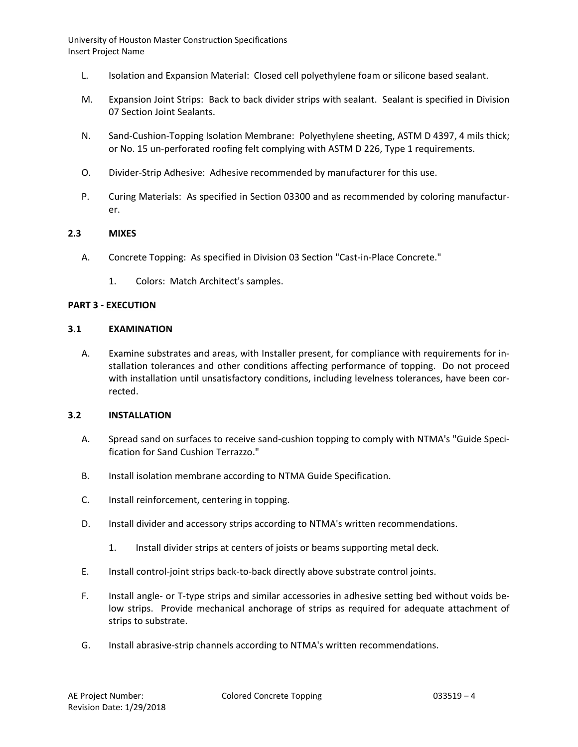L. Isolation and Expansion Material: Closed cell polyethylene foam or silicone based sealant.

M. Expansion Joint Strips: Back to back divider strips with sealant. Sealant is specified in Division 07 Section Joint Sealants.

N. Sand-Cushion-Topping Isolation Membrane: Polyethylene sheeting, ASTM D 4397, 4 mils thick; or No. 15 un-perforated roofing felt complying with ASTM D 226, Type 1 requirements.

O. Divider-Strip Adhesive: Adhesive recommended by manufacturer for this use.

P. Curing Materials: As specified in Section 03300 and as recommended by coloring manufacturer.

### 2.3 MIXES

A. Concrete Topping: As specified in Division 03 Section "Cast-in-Place Concrete."

1. Colors: Match Architect's samples.

## PART 3 - EXECUTION

### 3.1 EXAMINATION

A. Examine substrates and areas, with Installer present, for compliance with requirements for installation tolerances and other conditions affecting performance of topping. Do not proceed with installation until unsatisfactory conditions, including levelness tolerances, have been corrected.

### 3.2 INSTALLATION

A. Spread sand on surfaces to receive sand-cushion topping to comply with NTMA's "Guide Specification for Sand Cushion Terrazzo."

B. Install isolation membrane according to NTMA Guide Specification.

C. Install reinforcement, centering in topping.

D. Install divider and accessory strips according to NTMA's written recommendations.

1. Install divider strips at centers of joists or beams supporting metal deck.

E. Install control-joint strips back-to-back directly above substrate control joints.

F. Install angle- or T-type strips and similar accessories in adhesive setting bed without voids below strips. Provide mechanical anchorage of strips as required for adequate attachment of strips to substrate.

G. Install abrasive-strip channels according to NTMA's written recommendations.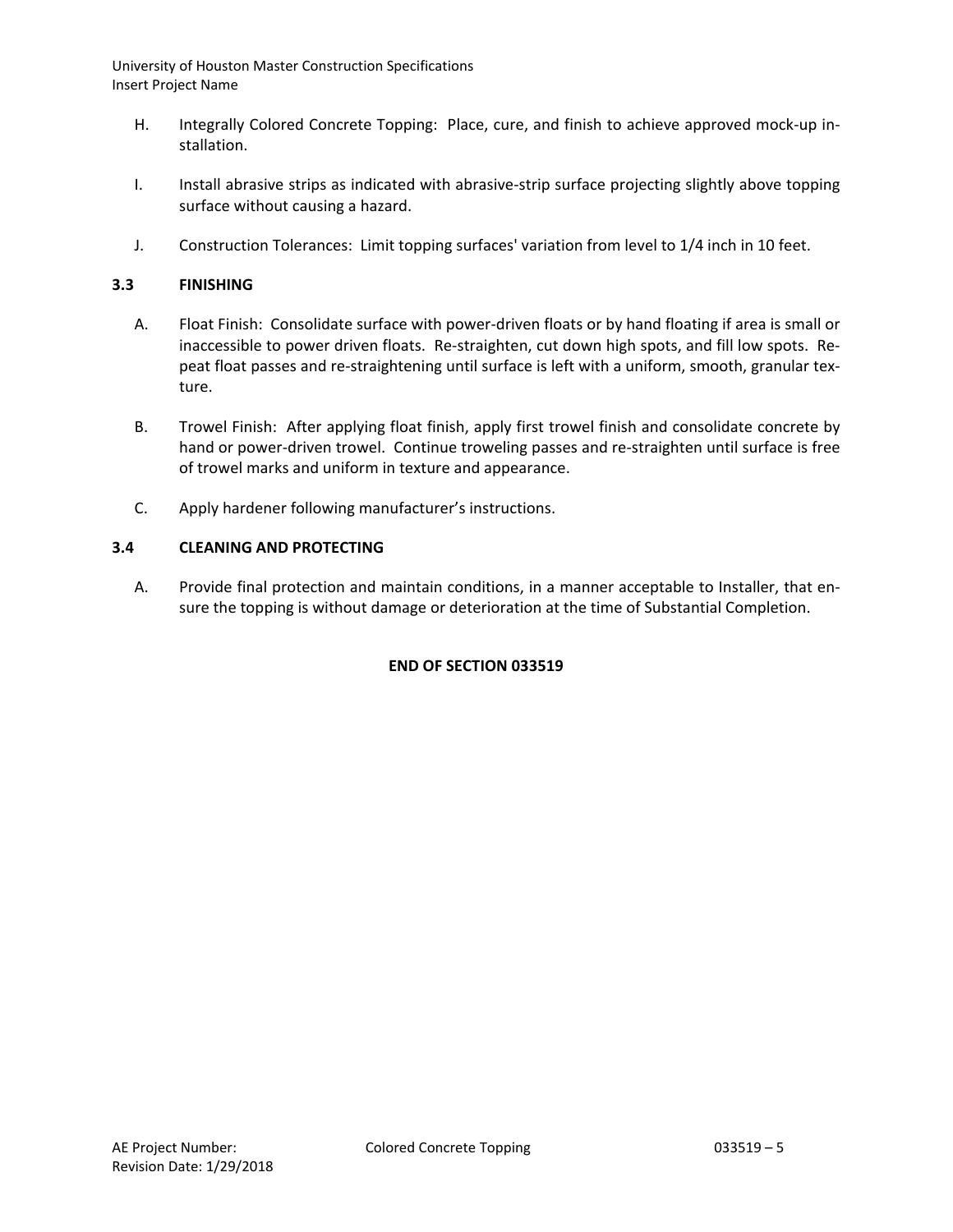H. Integrally Colored Concrete Topping: Place, cure, and finish to achieve approved mock-up installation.

I. Install abrasive strips as indicated with abrasive-strip surface projecting slightly above topping surface without causing a hazard.

J. Construction Tolerances: Limit topping surfaces' variation from level to 1/4 inch in 10 feet.

## 3.3 FINISHING

A. Float Finish: Consolidate surface with power-driven floats or by hand floating if area is small or inaccessible to power driven floats. Re-straighten, cut down high spots, and fill low spots. Repeat float passes and re-straightening until surface is left with a uniform, smooth, granular texture.

B. Trowel Finish: After applying float finish, apply first trowel finish and consolidate concrete by hand or power-driven trowel. Continue troweling passes and re-straighten until surface is free of trowel marks and uniform in texture and appearance.

C. Apply hardener following manufacturer's instructions.

## 3.4 CLEANING AND PROTECTING

A. Provide final protection and maintain conditions, in a manner acceptable to Installer, that ensure the topping is without damage or deterioration at the time of Substantial Completion.

**END OF SECTION 033519**